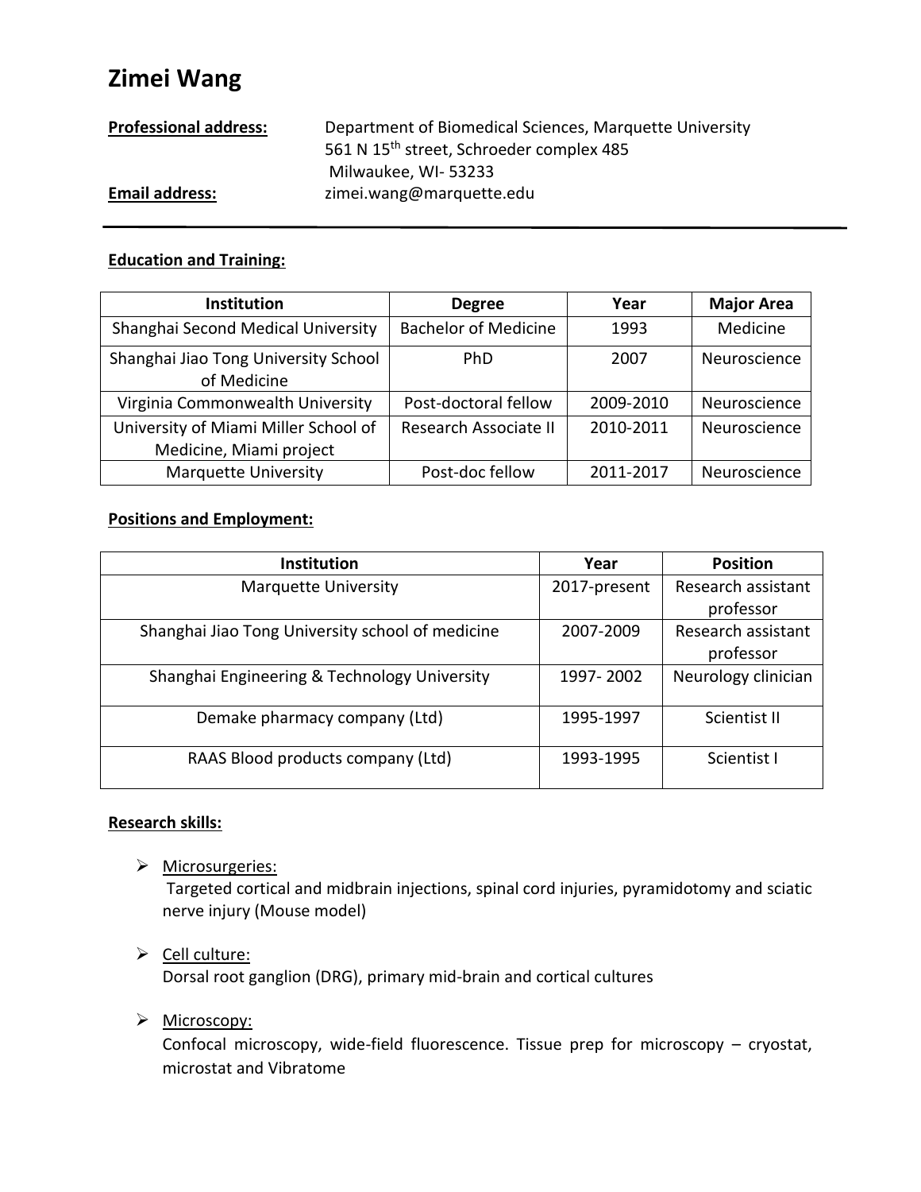# Zimei Wang

**Professional address:** Department of Biomedical Sciences, Marquette University
561 N 15$^{th}$ street, Schroeder complex 485
Milwaukee, WI- 53233

**Email address:** zimei.wang@marquette.edu

---

**Education and Training:**

| Institution | Degree | Year | Major Area |
|---|---|---|---|
| Shanghai Second Medical University | Bachelor of Medicine | 1993 | Medicine |
| Shanghai Jiao Tong University School of Medicine | PhD | 2007 | Neuroscience |
| Virginia Commonwealth University | Post-doctoral fellow | 2009-2010 | Neuroscience |
| University of Miami Miller School of Medicine, Miami project | Research Associate II | 2010-2011 | Neuroscience |
| Marquette University | Post-doc fellow | 2011-2017 | Neuroscience |

**Positions and Employment:**

| Institution | Year | Position |
|---|---|---|
| Marquette University | 2017-present | Research assistant professor |
| Shanghai Jiao Tong University school of medicine | 2007-2009 | Research assistant professor |
| Shanghai Engineering & Technology University | 1997- 2002 | Neurology clinician |
| Demake pharmacy company (Ltd) | 1995-1997 | Scientist II |
| RAAS Blood products company (Ltd) | 1993-1995 | Scientist I |

**Research skills:**

- Microsurgeries:
  Targeted cortical and midbrain injections, spinal cord injuries, pyramidotomy and sciatic nerve injury (Mouse model)
- Cell culture:
  Dorsal root ganglion (DRG), primary mid-brain and cortical cultures
- Microscopy:
  Confocal microscopy, wide-field fluorescence. Tissue prep for microscopy – cryostat, microstat and Vibratome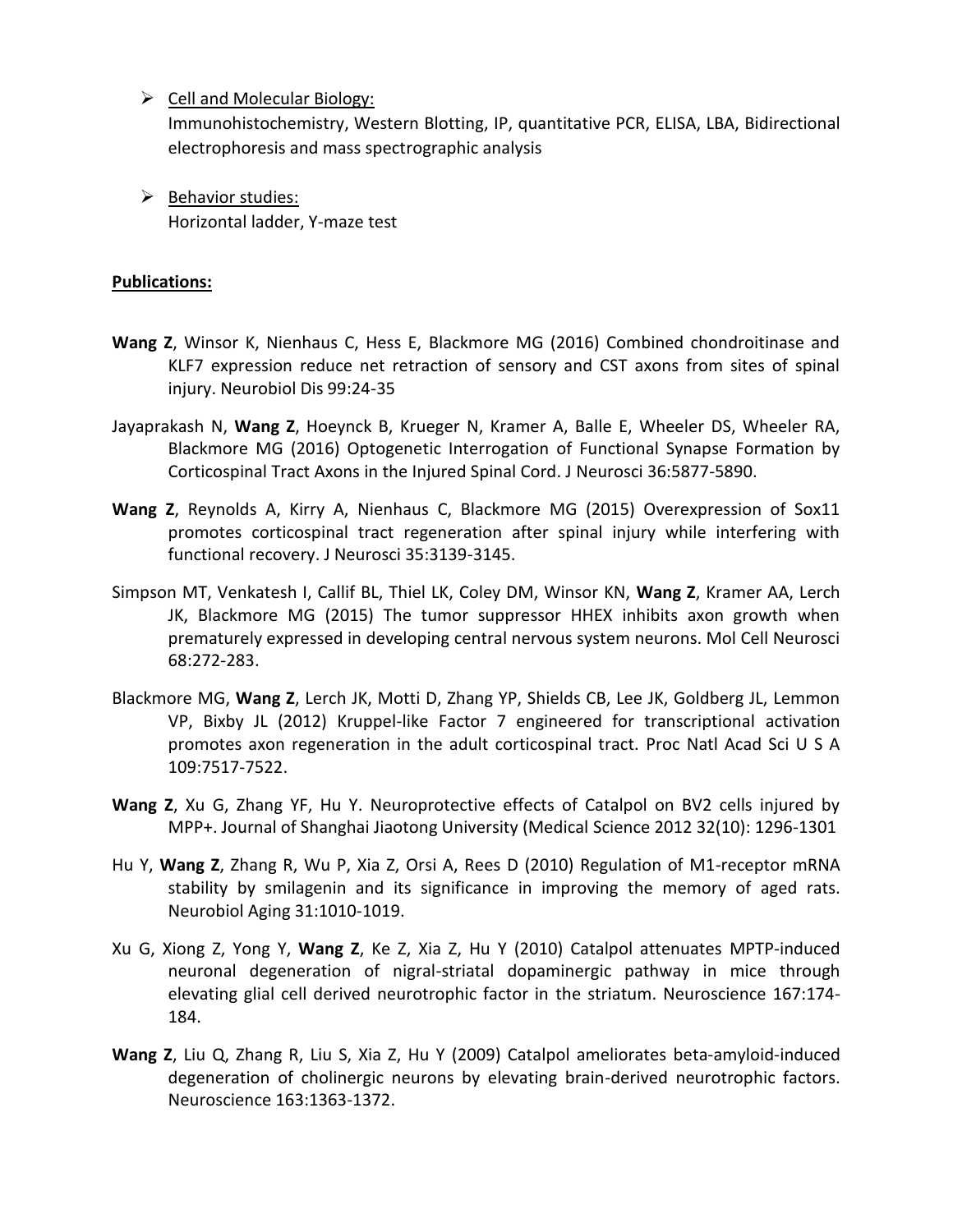- Cell and Molecular Biology:
  Immunohistochemistry, Western Blotting, IP, quantitative PCR, ELISA, LBA, Bidirectional electrophoresis and mass spectrographic analysis

- Behavior studies:
  Horizontal ladder, Y-maze test

**Publications:**

**Wang Z**, Winsor K, Nienhaus C, Hess E, Blackmore MG (2016) Combined chondroitinase and KLF7 expression reduce net retraction of sensory and CST axons from sites of spinal injury. Neurobiol Dis 99:24-35

Jayaprakash N, **Wang Z**, Hoeynck B, Krueger N, Kramer A, Balle E, Wheeler DS, Wheeler RA, Blackmore MG (2016) Optogenetic Interrogation of Functional Synapse Formation by Corticospinal Tract Axons in the Injured Spinal Cord. J Neurosci 36:5877-5890.

**Wang Z**, Reynolds A, Kirry A, Nienhaus C, Blackmore MG (2015) Overexpression of Sox11 promotes corticospinal tract regeneration after spinal injury while interfering with functional recovery. J Neurosci 35:3139-3145.

Simpson MT, Venkatesh I, Callif BL, Thiel LK, Coley DM, Winsor KN, **Wang Z**, Kramer AA, Lerch JK, Blackmore MG (2015) The tumor suppressor HHEX inhibits axon growth when prematurely expressed in developing central nervous system neurons. Mol Cell Neurosci 68:272-283.

Blackmore MG, **Wang Z**, Lerch JK, Motti D, Zhang YP, Shields CB, Lee JK, Goldberg JL, Lemmon VP, Bixby JL (2012) Kruppel-like Factor 7 engineered for transcriptional activation promotes axon regeneration in the adult corticospinal tract. Proc Natl Acad Sci U S A 109:7517-7522.

**Wang Z**, Xu G, Zhang YF, Hu Y. Neuroprotective effects of Catalpol on BV2 cells injured by MPP+. Journal of Shanghai Jiaotong University (Medical Science 2012 32(10): 1296-1301

Hu Y, **Wang Z**, Zhang R, Wu P, Xia Z, Orsi A, Rees D (2010) Regulation of M1-receptor mRNA stability by smilagenin and its significance in improving the memory of aged rats. Neurobiol Aging 31:1010-1019.

Xu G, Xiong Z, Yong Y, **Wang Z**, Ke Z, Xia Z, Hu Y (2010) Catalpol attenuates MPTP-induced neuronal degeneration of nigral-striatal dopaminergic pathway in mice through elevating glial cell derived neurotrophic factor in the striatum. Neuroscience 167:174-184.

**Wang Z**, Liu Q, Zhang R, Liu S, Xia Z, Hu Y (2009) Catalpol ameliorates beta-amyloid-induced degeneration of cholinergic neurons by elevating brain-derived neurotrophic factors. Neuroscience 163:1363-1372.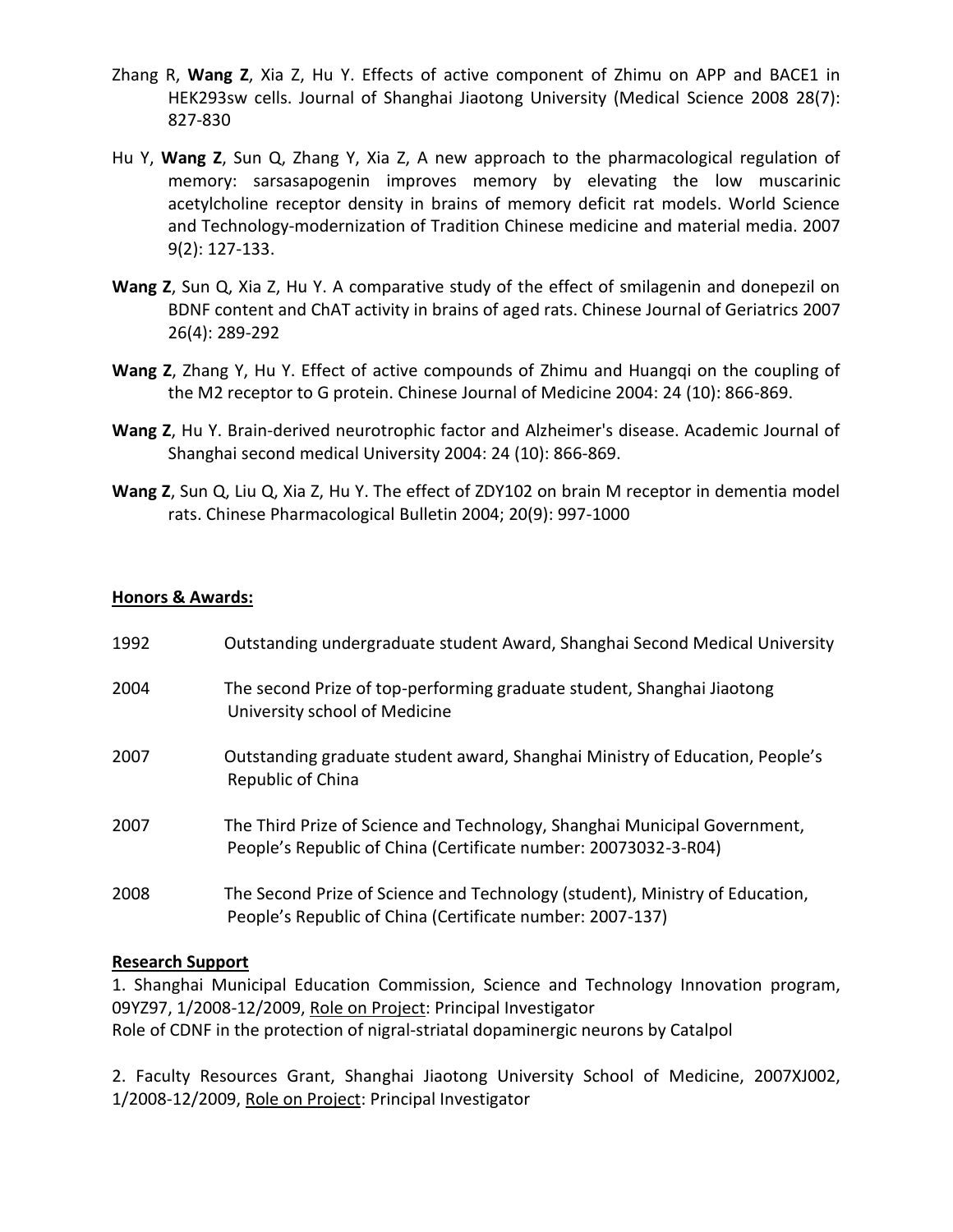Zhang R, **Wang Z**, Xia Z, Hu Y. Effects of active component of Zhimu on APP and BACE1 in HEK293sw cells. Journal of Shanghai Jiaotong University (Medical Science 2008 28(7): 827-830

Hu Y, **Wang Z**, Sun Q, Zhang Y, Xia Z, A new approach to the pharmacological regulation of memory: sarsasapogenin improves memory by elevating the low muscarinic acetylcholine receptor density in brains of memory deficit rat models. World Science and Technology-modernization of Tradition Chinese medicine and material media. 2007 9(2): 127-133.

**Wang Z**, Sun Q, Xia Z, Hu Y. A comparative study of the effect of smilagenin and donepezil on BDNF content and ChAT activity in brains of aged rats. Chinese Journal of Geriatrics 2007 26(4): 289-292

**Wang Z**, Zhang Y, Hu Y. Effect of active compounds of Zhimu and Huangqi on the coupling of the M2 receptor to G protein. Chinese Journal of Medicine 2004: 24 (10): 866-869.

**Wang Z**, Hu Y. Brain-derived neurotrophic factor and Alzheimer's disease. Academic Journal of Shanghai second medical University 2004: 24 (10): 866-869.

**Wang Z**, Sun Q, Liu Q, Xia Z, Hu Y. The effect of ZDY102 on brain M receptor in dementia model rats. Chinese Pharmacological Bulletin 2004; 20(9): 997-1000

**Honors & Awards:**

| | |
|---|---|
| 1992 | Outstanding undergraduate student Award, Shanghai Second Medical University |
| 2004 | The second Prize of top-performing graduate student, Shanghai Jiaotong University school of Medicine |
| 2007 | Outstanding graduate student award, Shanghai Ministry of Education, People's Republic of China |
| 2007 | The Third Prize of Science and Technology, Shanghai Municipal Government, People's Republic of China (Certificate number: 20073032-3-R04) |
| 2008 | The Second Prize of Science and Technology (student), Ministry of Education, People's Republic of China (Certificate number: 2007-137) |

**Research Support**

1. Shanghai Municipal Education Commission, Science and Technology Innovation program, 09YZ97, 1/2008-12/2009, Role on Project: Principal Investigator
Role of CDNF in the protection of nigral-striatal dopaminergic neurons by Catalpol

2. Faculty Resources Grant, Shanghai Jiaotong University School of Medicine, 2007XJ002, 1/2008-12/2009, Role on Project: Principal Investigator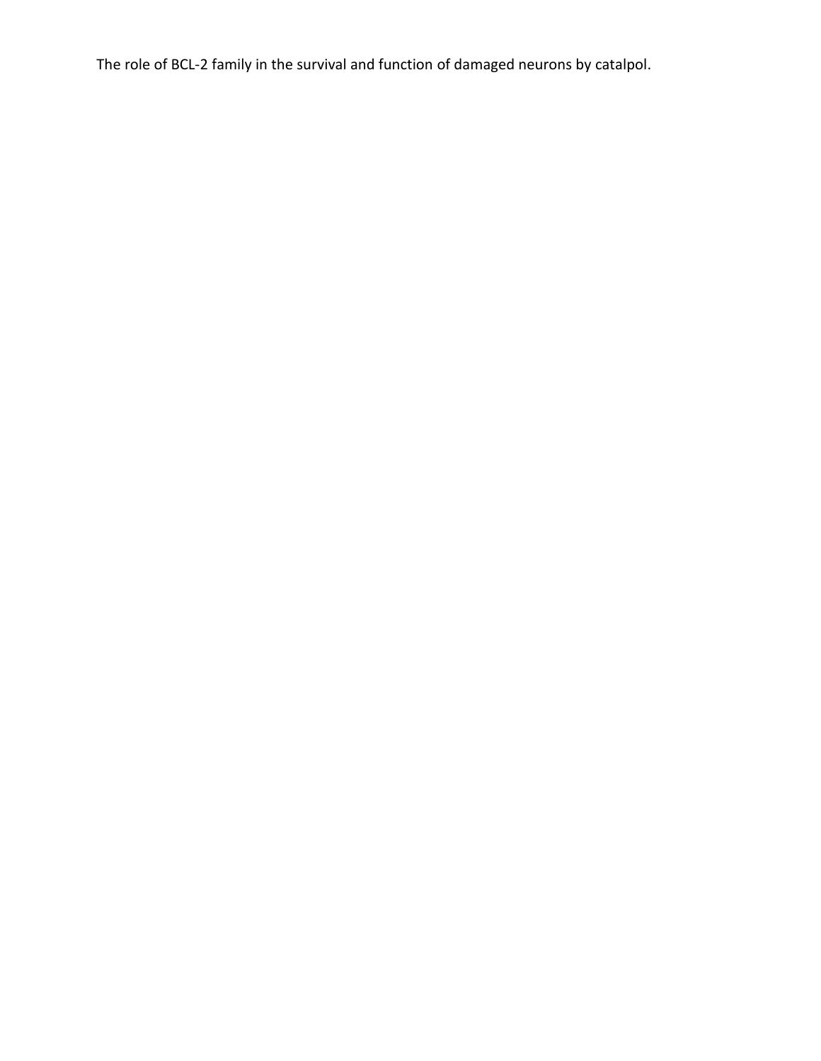The role of BCL-2 family in the survival and function of damaged neurons by catalpol.